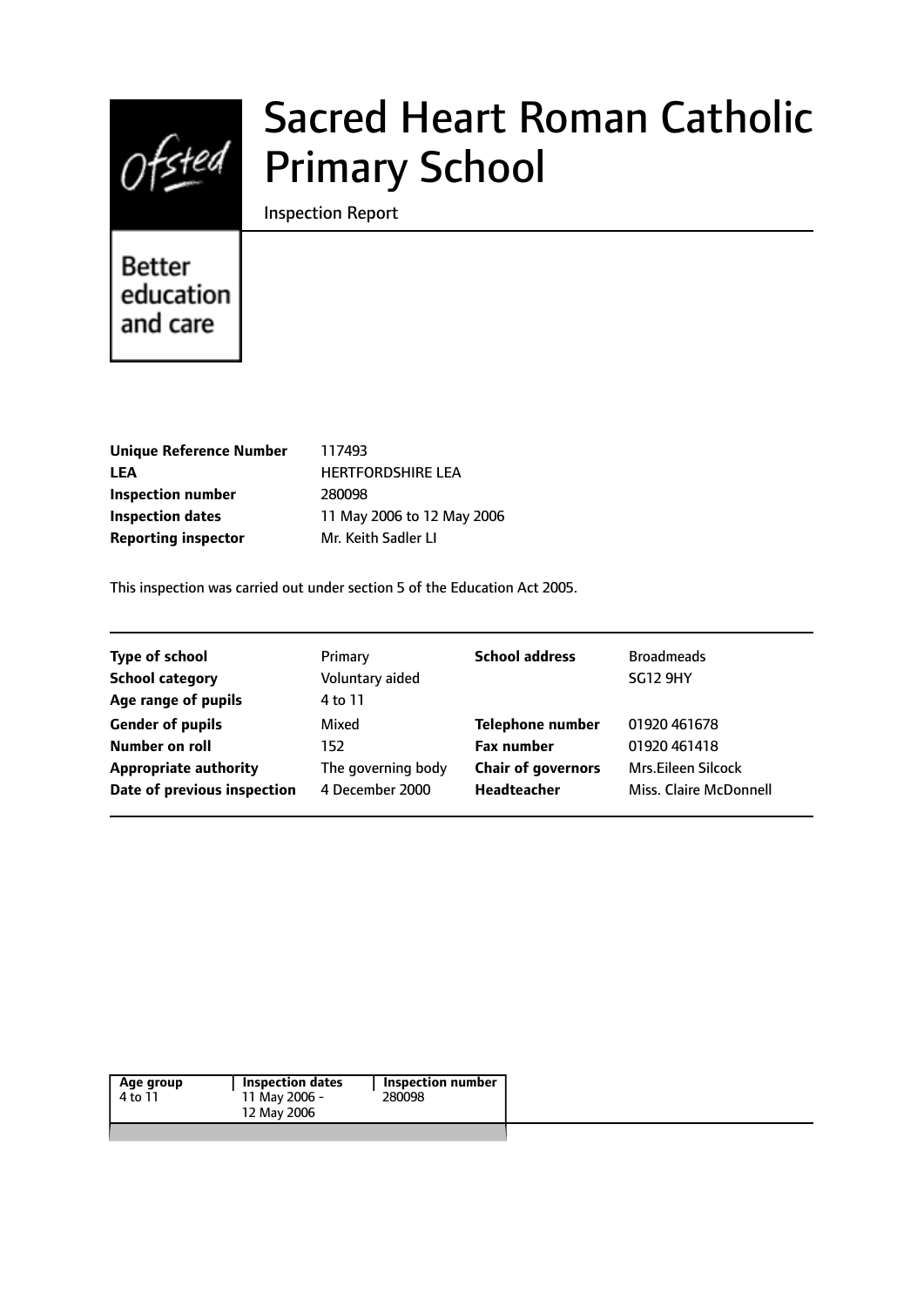Ofsted

Better education and care

# Sacred Heart Roman Catholic Primary School

Inspection Report

| | |
|---|---|
| **Unique Reference Number** | 117493 |
| **LEA** | HERTFORDSHIRE LEA |
| **Inspection number** | 280098 |
| **Inspection dates** | 11 May 2006 to 12 May 2006 |
| **Reporting inspector** | Mr. Keith Sadler LI |

This inspection was carried out under section 5 of the Education Act 2005.

| | | | |
|---|---|---|---|
| **Type of school** | Primary | **School address** | Broadmeads |
| **School category** | Voluntary aided | | SG12 9HY |
| **Age range of pupils** | 4 to 11 | | |
| **Gender of pupils** | Mixed | **Telephone number** | 01920 461678 |
| **Number on roll** | 152 | **Fax number** | 01920 461418 |
| **Appropriate authority** | The governing body | **Chair of governors** | Mrs.Eileen Silcock |
| **Date of previous inspection** | 4 December 2000 | **Headteacher** | Miss. Claire McDonnell |

| Age group | Inspection dates | Inspection number |
|---|---|---|
| 4 to 11 | 11 May 2006 - 12 May 2006 | 280098 |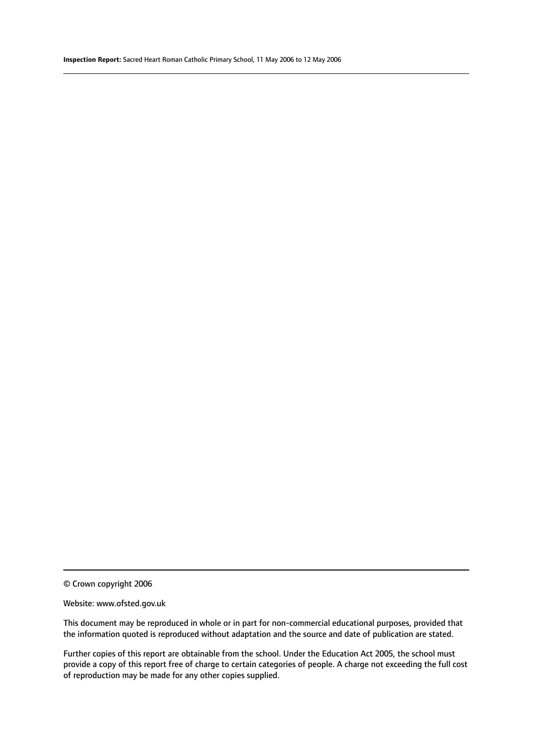© Crown copyright 2006

Website: www.ofsted.gov.uk

This document may be reproduced in whole or in part for non-commercial educational purposes, provided that the information quoted is reproduced without adaptation and the source and date of publication are stated.

Further copies of this report are obtainable from the school. Under the Education Act 2005, the school must provide a copy of this report free of charge to certain categories of people. A charge not exceeding the full cost of reproduction may be made for any other copies supplied.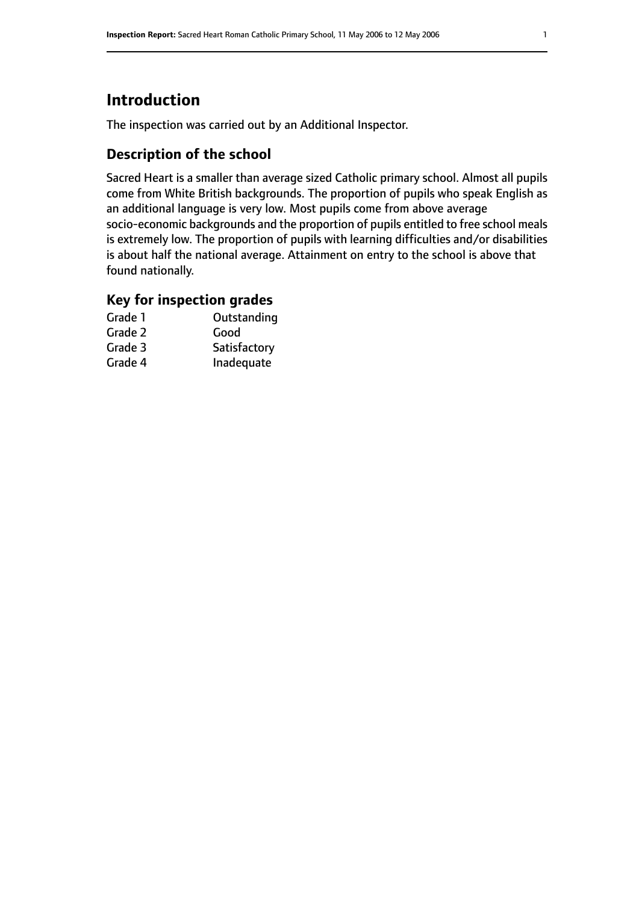# Introduction

The inspection was carried out by an Additional Inspector.

## Description of the school

Sacred Heart is a smaller than average sized Catholic primary school. Almost all pupils come from White British backgrounds. The proportion of pupils who speak English as an additional language is very low. Most pupils come from above average socio-economic backgrounds and the proportion of pupils entitled to free school meals is extremely low. The proportion of pupils with learning difficulties and/or disabilities is about half the national average. Attainment on entry to the school is above that found nationally.

## Key for inspection grades

| | |
|---|---|
| Grade 1 | Outstanding |
| Grade 2 | Good |
| Grade 3 | Satisfactory |
| Grade 4 | Inadequate |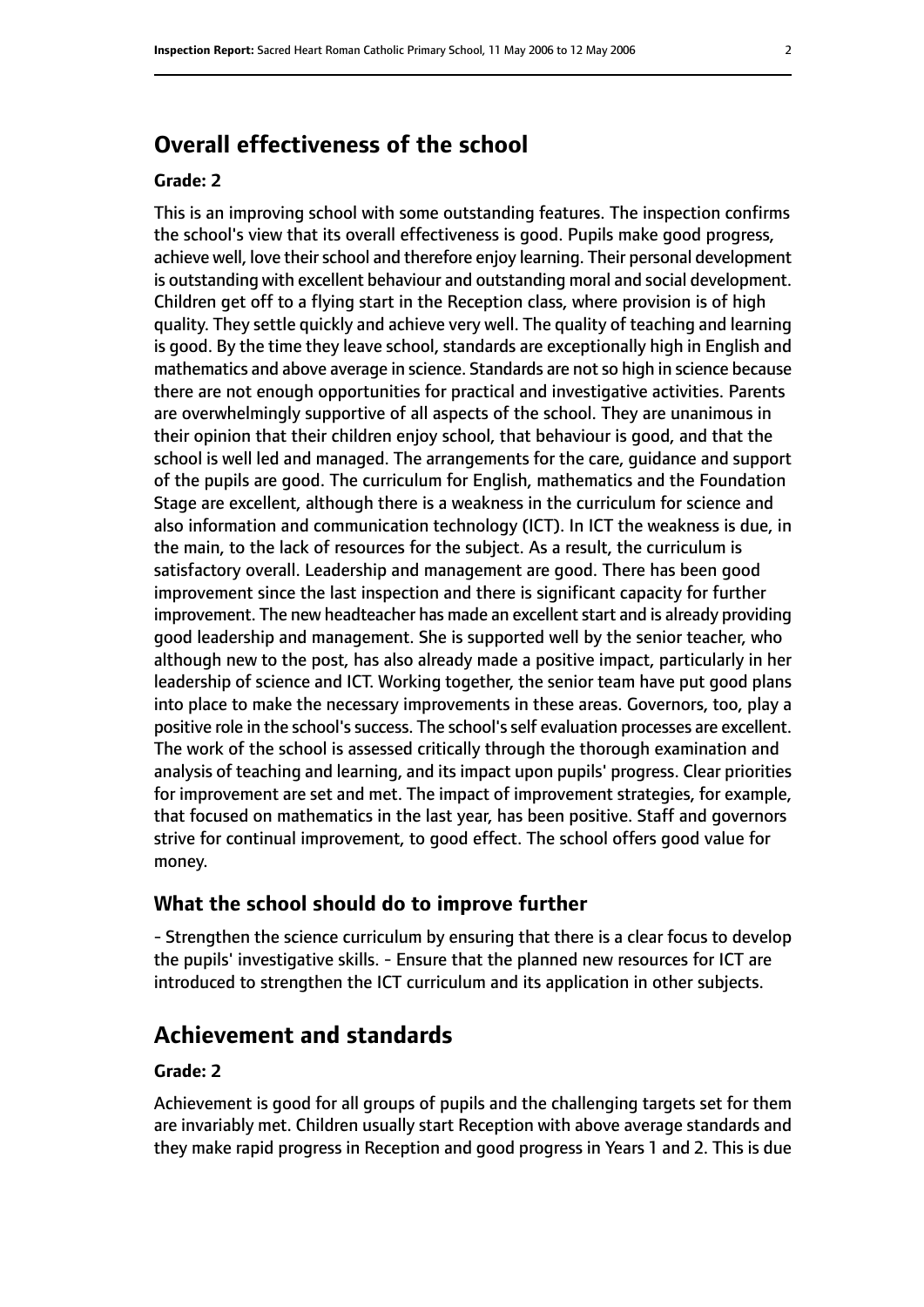# Overall effectiveness of the school

**Grade: 2**

This is an improving school with some outstanding features. The inspection confirms the school's view that its overall effectiveness is good. Pupils make good progress, achieve well, love their school and therefore enjoy learning. Their personal development is outstanding with excellent behaviour and outstanding moral and social development. Children get off to a flying start in the Reception class, where provision is of high quality. They settle quickly and achieve very well. The quality of teaching and learning is good. By the time they leave school, standards are exceptionally high in English and mathematics and above average in science. Standards are not so high in science because there are not enough opportunities for practical and investigative activities. Parents are overwhelmingly supportive of all aspects of the school. They are unanimous in their opinion that their children enjoy school, that behaviour is good, and that the school is well led and managed. The arrangements for the care, guidance and support of the pupils are good. The curriculum for English, mathematics and the Foundation Stage are excellent, although there is a weakness in the curriculum for science and also information and communication technology (ICT). In ICT the weakness is due, in the main, to the lack of resources for the subject. As a result, the curriculum is satisfactory overall. Leadership and management are good. There has been good improvement since the last inspection and there is significant capacity for further improvement. The new headteacher has made an excellent start and is already providing good leadership and management. She is supported well by the senior teacher, who although new to the post, has also already made a positive impact, particularly in her leadership of science and ICT. Working together, the senior team have put good plans into place to make the necessary improvements in these areas. Governors, too, play a positive role in the school's success. The school's self evaluation processes are excellent. The work of the school is assessed critically through the thorough examination and analysis of teaching and learning, and its impact upon pupils' progress. Clear priorities for improvement are set and met. The impact of improvement strategies, for example, that focused on mathematics in the last year, has been positive. Staff and governors strive for continual improvement, to good effect. The school offers good value for money.

## What the school should do to improve further

- Strengthen the science curriculum by ensuring that there is a clear focus to develop the pupils' investigative skills.
- Ensure that the planned new resources for ICT are introduced to strengthen the ICT curriculum and its application in other subjects.

# Achievement and standards

**Grade: 2**

Achievement is good for all groups of pupils and the challenging targets set for them are invariably met. Children usually start Reception with above average standards and they make rapid progress in Reception and good progress in Years 1 and 2. This is due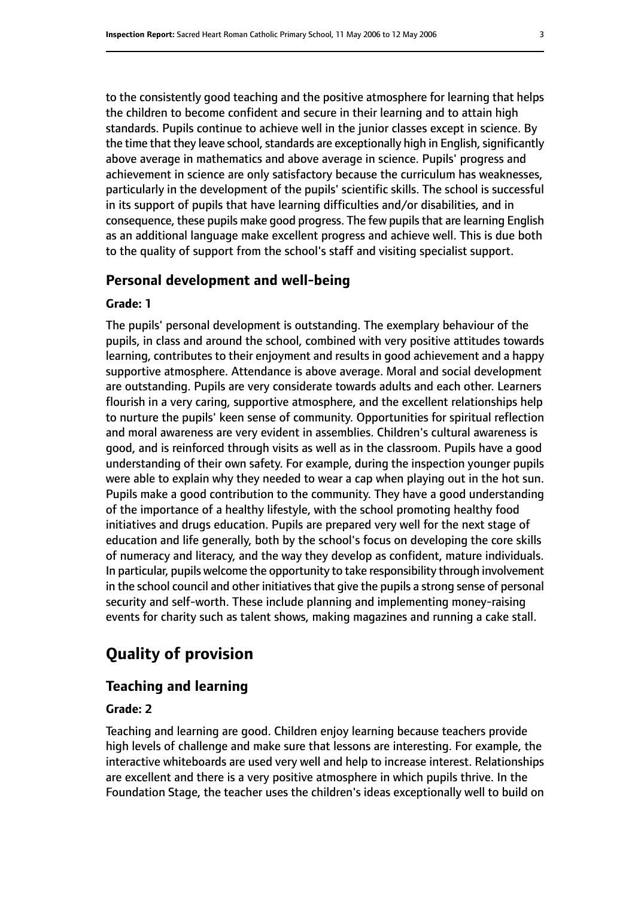to the consistently good teaching and the positive atmosphere for learning that helps the children to become confident and secure in their learning and to attain high standards. Pupils continue to achieve well in the junior classes except in science. By the time that they leave school, standards are exceptionally high in English, significantly above average in mathematics and above average in science. Pupils' progress and achievement in science are only satisfactory because the curriculum has weaknesses, particularly in the development of the pupils' scientific skills. The school is successful in its support of pupils that have learning difficulties and/or disabilities, and in consequence, these pupils make good progress. The few pupils that are learning English as an additional language make excellent progress and achieve well. This is due both to the quality of support from the school's staff and visiting specialist support.

### Personal development and well-being

#### Grade: 1

The pupils' personal development is outstanding. The exemplary behaviour of the pupils, in class and around the school, combined with very positive attitudes towards learning, contributes to their enjoyment and results in good achievement and a happy supportive atmosphere. Attendance is above average. Moral and social development are outstanding. Pupils are very considerate towards adults and each other. Learners flourish in a very caring, supportive atmosphere, and the excellent relationships help to nurture the pupils' keen sense of community. Opportunities for spiritual reflection and moral awareness are very evident in assemblies. Children's cultural awareness is good, and is reinforced through visits as well as in the classroom. Pupils have a good understanding of their own safety. For example, during the inspection younger pupils were able to explain why they needed to wear a cap when playing out in the hot sun. Pupils make a good contribution to the community. They have a good understanding of the importance of a healthy lifestyle, with the school promoting healthy food initiatives and drugs education. Pupils are prepared very well for the next stage of education and life generally, both by the school's focus on developing the core skills of numeracy and literacy, and the way they develop as confident, mature individuals. In particular, pupils welcome the opportunity to take responsibility through involvement in the school council and other initiatives that give the pupils a strong sense of personal security and self-worth. These include planning and implementing money-raising events for charity such as talent shows, making magazines and running a cake stall.

## Quality of provision

### Teaching and learning

#### Grade: 2

Teaching and learning are good. Children enjoy learning because teachers provide high levels of challenge and make sure that lessons are interesting. For example, the interactive whiteboards are used very well and help to increase interest. Relationships are excellent and there is a very positive atmosphere in which pupils thrive. In the Foundation Stage, the teacher uses the children's ideas exceptionally well to build on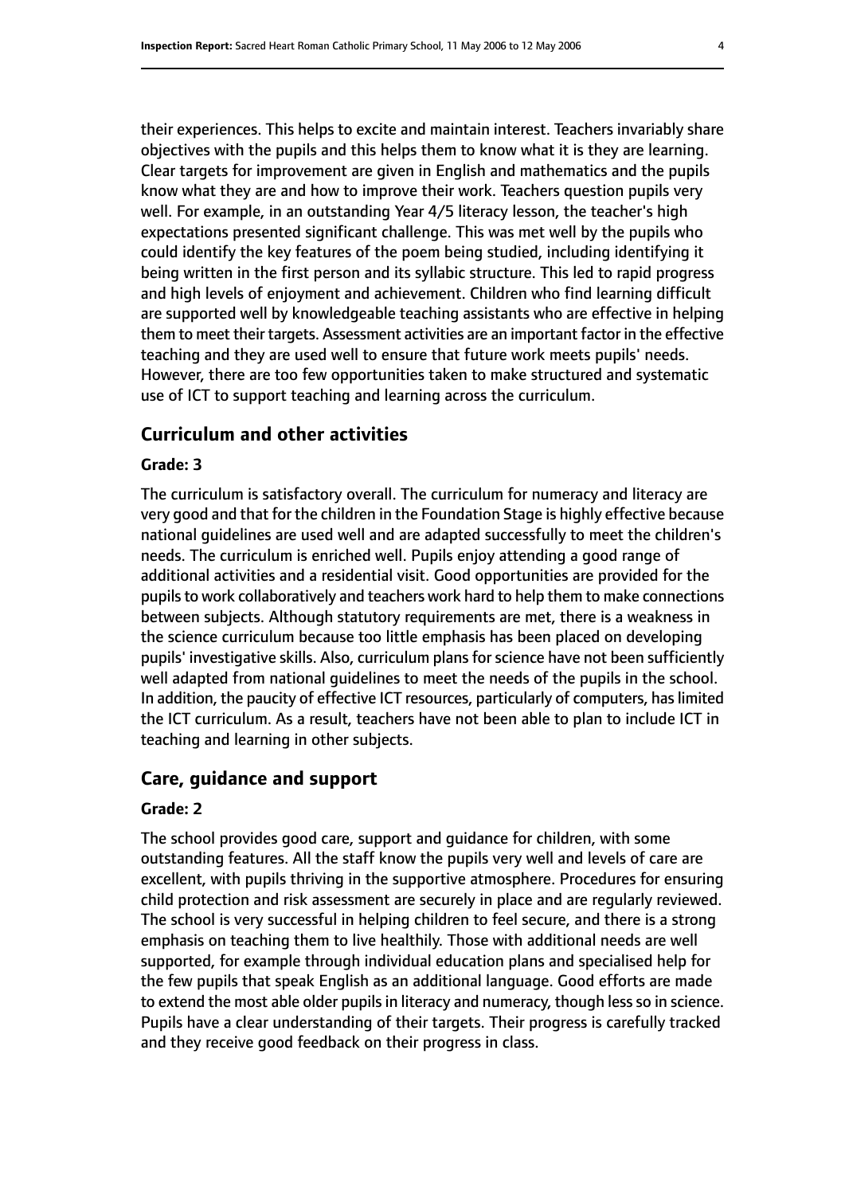their experiences. This helps to excite and maintain interest. Teachers invariably share objectives with the pupils and this helps them to know what it is they are learning. Clear targets for improvement are given in English and mathematics and the pupils know what they are and how to improve their work. Teachers question pupils very well. For example, in an outstanding Year 4/5 literacy lesson, the teacher's high expectations presented significant challenge. This was met well by the pupils who could identify the key features of the poem being studied, including identifying it being written in the first person and its syllabic structure. This led to rapid progress and high levels of enjoyment and achievement. Children who find learning difficult are supported well by knowledgeable teaching assistants who are effective in helping them to meet their targets. Assessment activities are an important factor in the effective teaching and they are used well to ensure that future work meets pupils' needs. However, there are too few opportunities taken to make structured and systematic use of ICT to support teaching and learning across the curriculum.

## Curriculum and other activities

**Grade: 3**

The curriculum is satisfactory overall. The curriculum for numeracy and literacy are very good and that for the children in the Foundation Stage is highly effective because national guidelines are used well and are adapted successfully to meet the children's needs. The curriculum is enriched well. Pupils enjoy attending a good range of additional activities and a residential visit. Good opportunities are provided for the pupils to work collaboratively and teachers work hard to help them to make connections between subjects. Although statutory requirements are met, there is a weakness in the science curriculum because too little emphasis has been placed on developing pupils' investigative skills. Also, curriculum plans for science have not been sufficiently well adapted from national guidelines to meet the needs of the pupils in the school. In addition, the paucity of effective ICT resources, particularly of computers, has limited the ICT curriculum. As a result, teachers have not been able to plan to include ICT in teaching and learning in other subjects.

## Care, guidance and support

**Grade: 2**

The school provides good care, support and guidance for children, with some outstanding features. All the staff know the pupils very well and levels of care are excellent, with pupils thriving in the supportive atmosphere. Procedures for ensuring child protection and risk assessment are securely in place and are regularly reviewed. The school is very successful in helping children to feel secure, and there is a strong emphasis on teaching them to live healthily. Those with additional needs are well supported, for example through individual education plans and specialised help for the few pupils that speak English as an additional language. Good efforts are made to extend the most able older pupils in literacy and numeracy, though less so in science. Pupils have a clear understanding of their targets. Their progress is carefully tracked and they receive good feedback on their progress in class.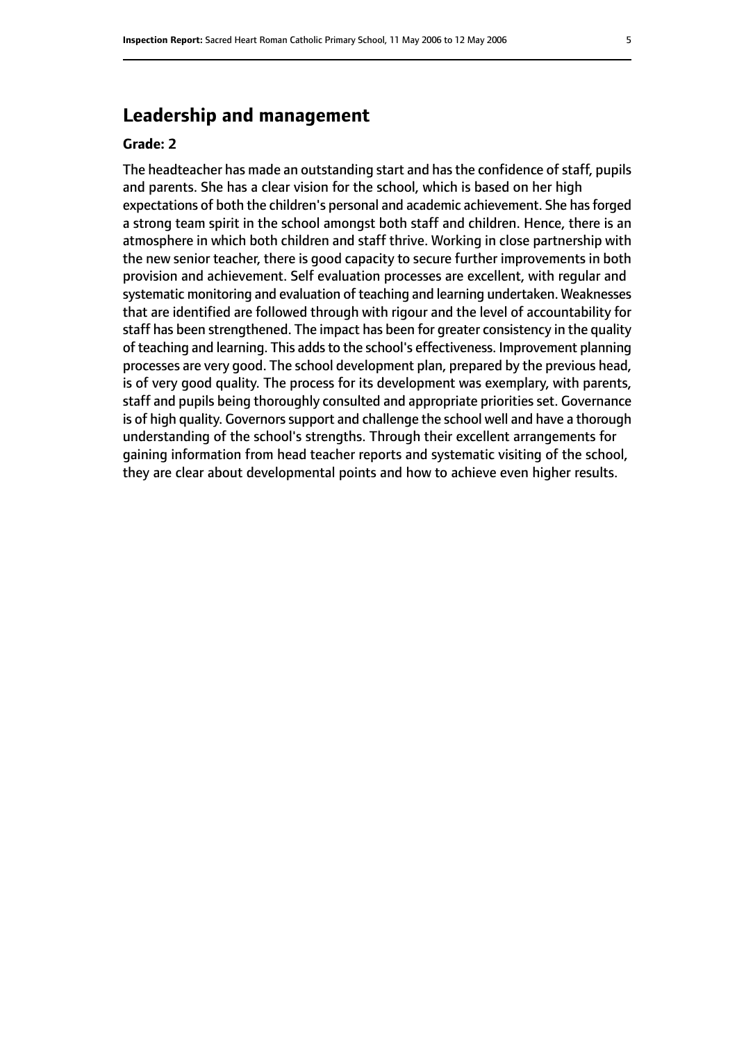## Leadership and management

**Grade: 2**

The headteacher has made an outstanding start and has the confidence of staff, pupils and parents. She has a clear vision for the school, which is based on her high expectations of both the children's personal and academic achievement. She has forged a strong team spirit in the school amongst both staff and children. Hence, there is an atmosphere in which both children and staff thrive. Working in close partnership with the new senior teacher, there is good capacity to secure further improvements in both provision and achievement. Self evaluation processes are excellent, with regular and systematic monitoring and evaluation of teaching and learning undertaken. Weaknesses that are identified are followed through with rigour and the level of accountability for staff has been strengthened. The impact has been for greater consistency in the quality of teaching and learning. This adds to the school's effectiveness. Improvement planning processes are very good. The school development plan, prepared by the previous head, is of very good quality. The process for its development was exemplary, with parents, staff and pupils being thoroughly consulted and appropriate priorities set. Governance is of high quality. Governors support and challenge the school well and have a thorough understanding of the school's strengths. Through their excellent arrangements for gaining information from head teacher reports and systematic visiting of the school, they are clear about developmental points and how to achieve even higher results.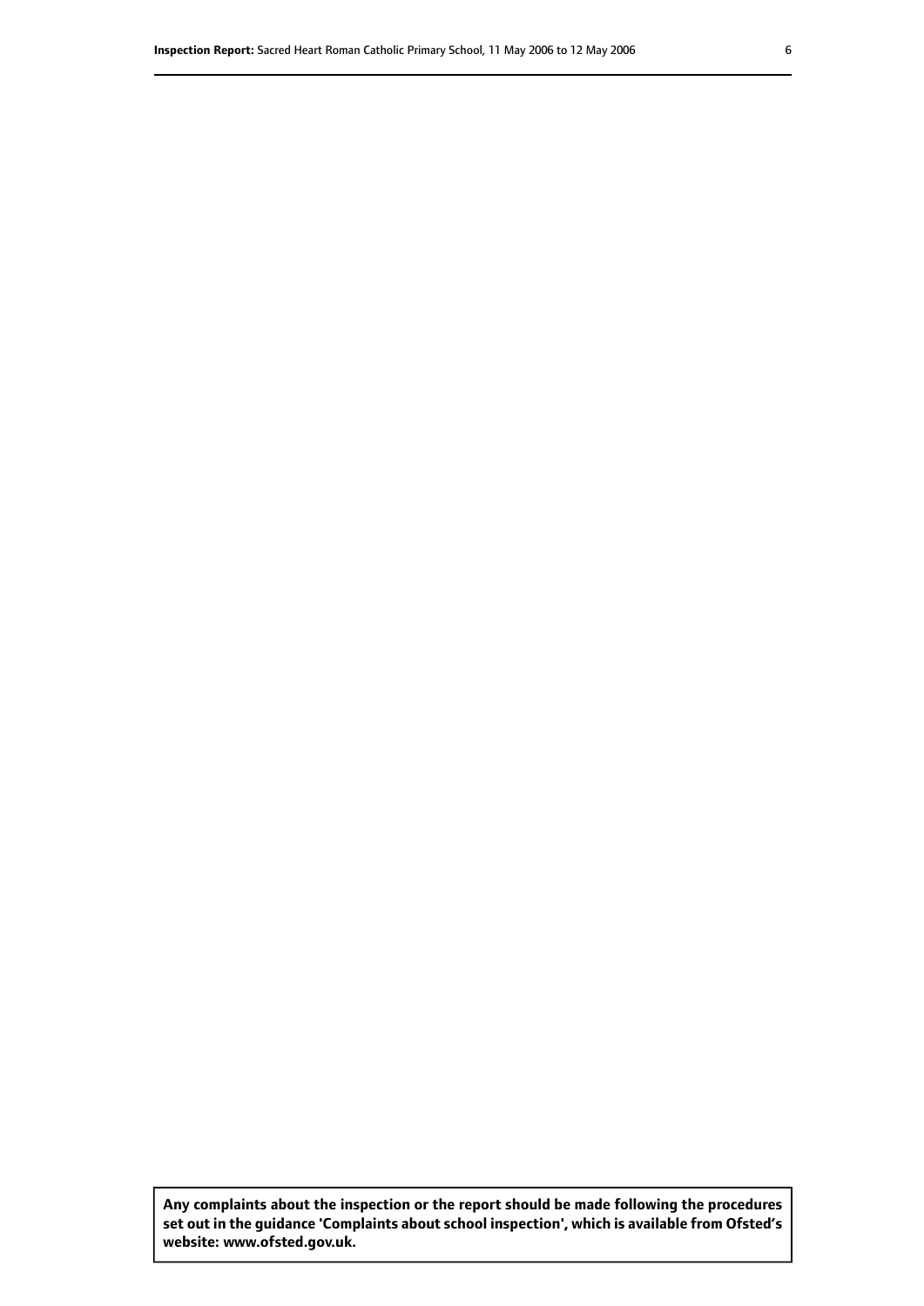**Any complaints about the inspection or the report should be made following the procedures set out in the guidance 'Complaints about school inspection', which is available from Ofsted's website: www.ofsted.gov.uk.**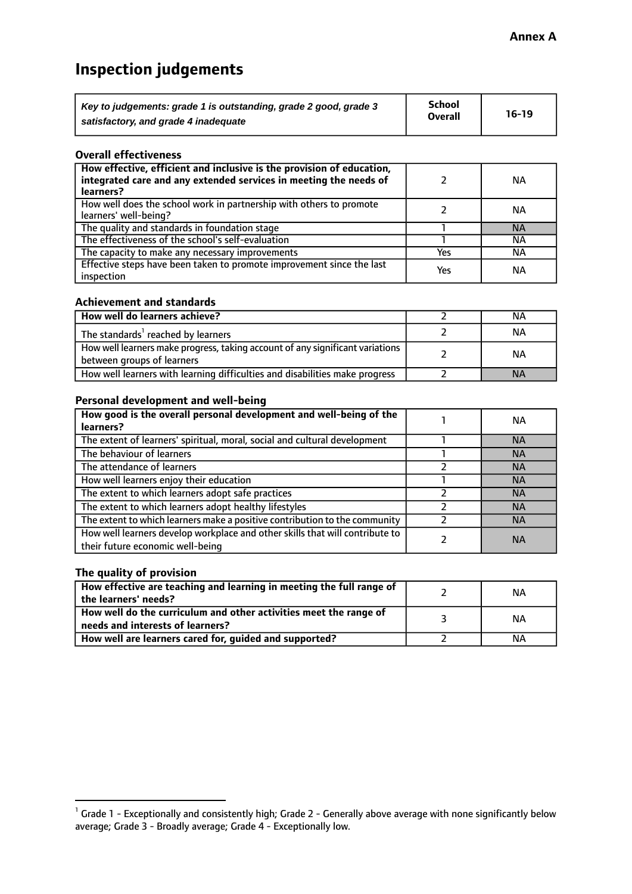**Annex A**

# Inspection judgements

| *Key to judgements: grade 1 is outstanding, grade 2 good, grade 3 satisfactory, and grade 4 inadequate* | School Overall | 16-19 |
|---|---|---|

### Overall effectiveness

| | | |
|---|---|---|
| **How effective, efficient and inclusive is the provision of education, integrated care and any extended services in meeting the needs of learners?** | 2 | NA |
| How well does the school work in partnership with others to promote learners' well-being? | 2 | NA |
| The quality and standards in foundation stage | 1 | NA |
| The effectiveness of the school's self-evaluation | 1 | NA |
| The capacity to make any necessary improvements | Yes | NA |
| Effective steps have been taken to promote improvement since the last inspection | Yes | NA |

### Achievement and standards

| | | |
|---|---|---|
| **How well do learners achieve?** | 2 | NA |
| The standards[1] reached by learners | 2 | NA |
| How well learners make progress, taking account of any significant variations between groups of learners | 2 | NA |
| How well learners with learning difficulties and disabilities make progress | 2 | NA |

### Personal development and well-being

| | | |
|---|---|---|
| **How good is the overall personal development and well-being of the learners?** | 1 | NA |
| The extent of learners' spiritual, moral, social and cultural development | 1 | NA |
| The behaviour of learners | 1 | NA |
| The attendance of learners | 2 | NA |
| How well learners enjoy their education | 1 | NA |
| The extent to which learners adopt safe practices | 2 | NA |
| The extent to which learners adopt healthy lifestyles | 2 | NA |
| The extent to which learners make a positive contribution to the community | 2 | NA |
| How well learners develop workplace and other skills that will contribute to their future economic well-being | 2 | NA |

### The quality of provision

| | | |
|---|---|---|
| **How effective are teaching and learning in meeting the full range of the learners' needs?** | 2 | NA |
| **How well do the curriculum and other activities meet the range of needs and interests of learners?** | 3 | NA |
| **How well are learners cared for, guided and supported?** | 2 | NA |

[1] Grade 1 - Exceptionally and consistently high; Grade 2 - Generally above average with none significantly below average; Grade 3 - Broadly average; Grade 4 - Exceptionally low.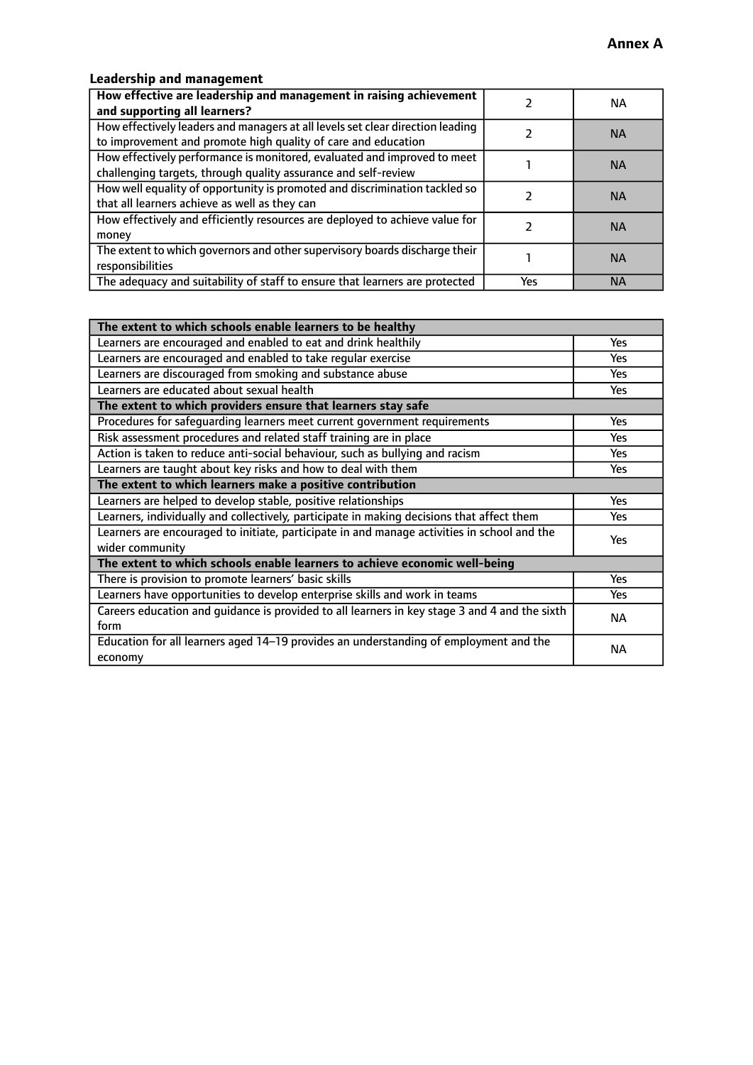**Annex A**

### Leadership and management

| **How effective are leadership and management in raising achievement and supporting all learners?** | 2 | NA |
|---|---|---|
| How effectively leaders and managers at all levels set clear direction leading to improvement and promote high quality of care and education | 2 | NA |
| How effectively performance is monitored, evaluated and improved to meet challenging targets, through quality assurance and self-review | 1 | NA |
| How well equality of opportunity is promoted and discrimination tackled so that all learners achieve as well as they can | 2 | NA |
| How effectively and efficiently resources are deployed to achieve value for money | 2 | NA |
| The extent to which governors and other supervisory boards discharge their responsibilities | 1 | NA |
| The adequacy and suitability of staff to ensure that learners are protected | Yes | NA |

| **The extent to which schools enable learners to be healthy** | |
|---|---|
| Learners are encouraged and enabled to eat and drink healthily | Yes |
| Learners are encouraged and enabled to take regular exercise | Yes |
| Learners are discouraged from smoking and substance abuse | Yes |
| Learners are educated about sexual health | Yes |
| **The extent to which providers ensure that learners stay safe** | |
| Procedures for safeguarding learners meet current government requirements | Yes |
| Risk assessment procedures and related staff training are in place | Yes |
| Action is taken to reduce anti-social behaviour, such as bullying and racism | Yes |
| Learners are taught about key risks and how to deal with them | Yes |
| **The extent to which learners make a positive contribution** | |
| Learners are helped to develop stable, positive relationships | Yes |
| Learners, individually and collectively, participate in making decisions that affect them | Yes |
| Learners are encouraged to initiate, participate in and manage activities in school and the wider community | Yes |
| **The extent to which schools enable learners to achieve economic well-being** | |
| There is provision to promote learners' basic skills | Yes |
| Learners have opportunities to develop enterprise skills and work in teams | Yes |
| Careers education and guidance is provided to all learners in key stage 3 and 4 and the sixth form | NA |
| Education for all learners aged 14–19 provides an understanding of employment and the economy | NA |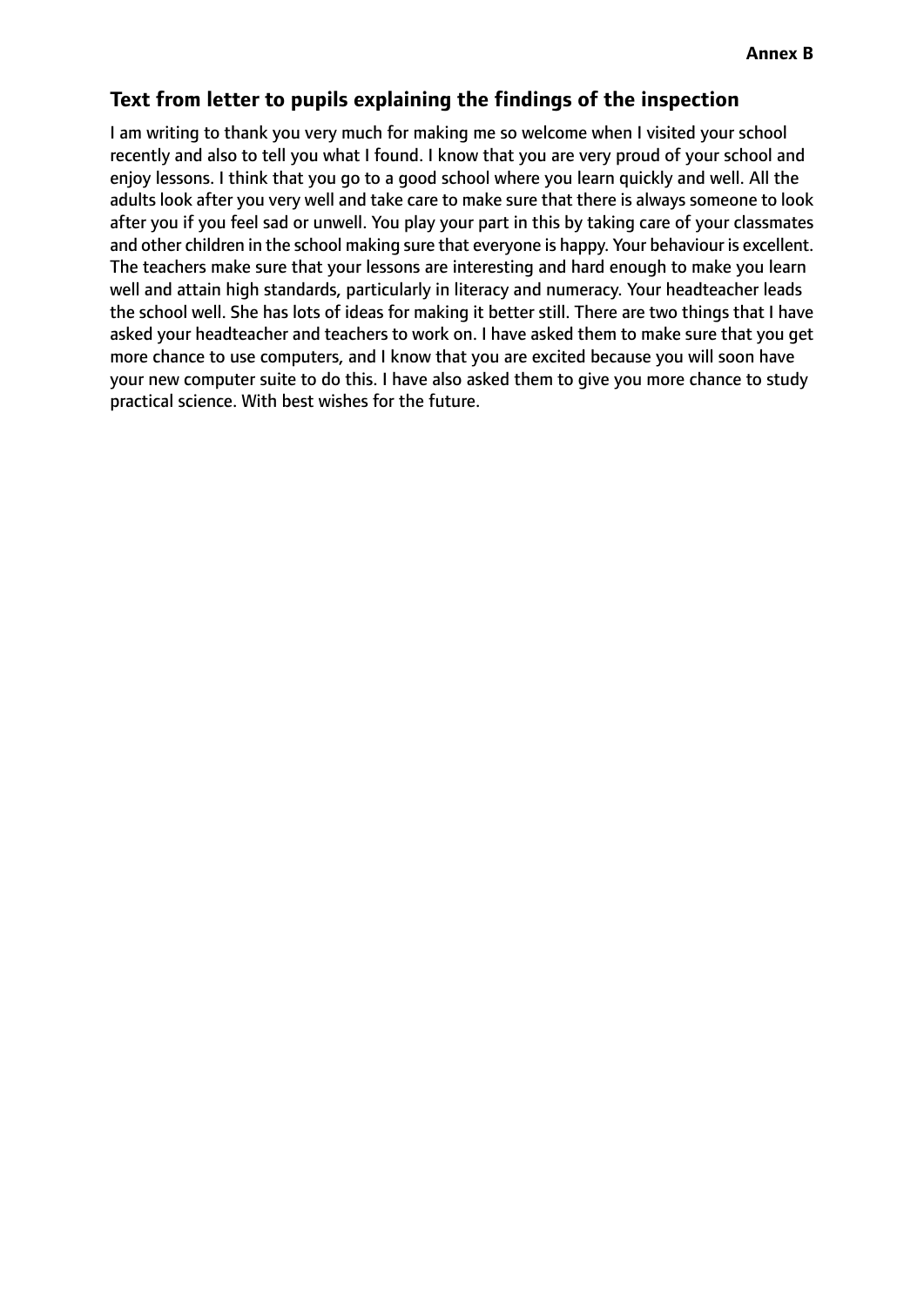Annex B

## Text from letter to pupils explaining the findings of the inspection

I am writing to thank you very much for making me so welcome when I visited your school recently and also to tell you what I found. I know that you are very proud of your school and enjoy lessons. I think that you go to a good school where you learn quickly and well. All the adults look after you very well and take care to make sure that there is always someone to look after you if you feel sad or unwell. You play your part in this by taking care of your classmates and other children in the school making sure that everyone is happy. Your behaviour is excellent. The teachers make sure that your lessons are interesting and hard enough to make you learn well and attain high standards, particularly in literacy and numeracy. Your headteacher leads the school well. She has lots of ideas for making it better still. There are two things that I have asked your headteacher and teachers to work on. I have asked them to make sure that you get more chance to use computers, and I know that you are excited because you will soon have your new computer suite to do this. I have also asked them to give you more chance to study practical science. With best wishes for the future.